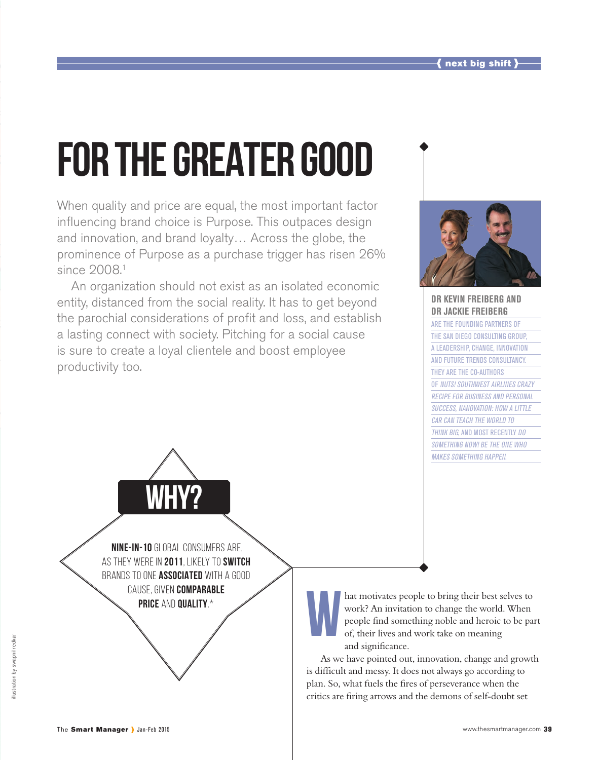# FOR THE GREATER GOOD

When quality and price are equal, the most important factor influencing brand choice is Purpose. This outpaces design and innovation, and brand loyalty… Across the globe, the prominence of Purpose as a purchase trigger has risen 26% since 2008.[1]

An organization should not exist as an isolated economic entity, distanced from the social reality. It has to get beyond the parochial considerations of profit and loss, and establish a lasting connect with society. Pitching for a social cause is sure to create a loyal clientele and boost employee productivity too.

**DR KEVIN FREIBERG AND DR JACKIE FREIBERG**

ARE THE FOUNDING PARTNERS OF THE SAN DIEGO CONSULTING GROUP, A LEADERSHIP, CHANGE, INNOVATION AND FUTURE TRENDS CONSULTANCY. THEY ARE THE CO-AUTHORS OF *NUTS! SOUTHWEST AIRLINES CRAZY RECIPE FOR BUSINESS AND PERSONAL SUCCESS, NANOVATION: HOW A LITTLE CAR CAN TEACH THE WORLD TO THINK BIG*, AND MOST RECENTLY *DO SOMETHING NOW! BE THE ONE WHO MAKES SOMETHING HAPPEN.*

## WHY?

**NINE-IN-10** GLOBAL CONSUMERS ARE, AS THEY WERE IN **2011**, LIKELY TO **SWITCH** BRANDS TO ONE **ASSOCIATED** WITH A GOOD CAUSE, GIVEN **COMPARABLE PRICE** AND **QUALITY**.*

What motivates people to bring their best selves to work? An invitation to change the world. When people find something noble and heroic to be part of, their lives and work take on meaning and significance.

As we have pointed out, innovation, change and growth is difficult and messy. It does not always go according to plan. So, what fuels the fires of perseverance when the critics are firing arrows and the demons of self-doubt set

illustration by swapnil redkar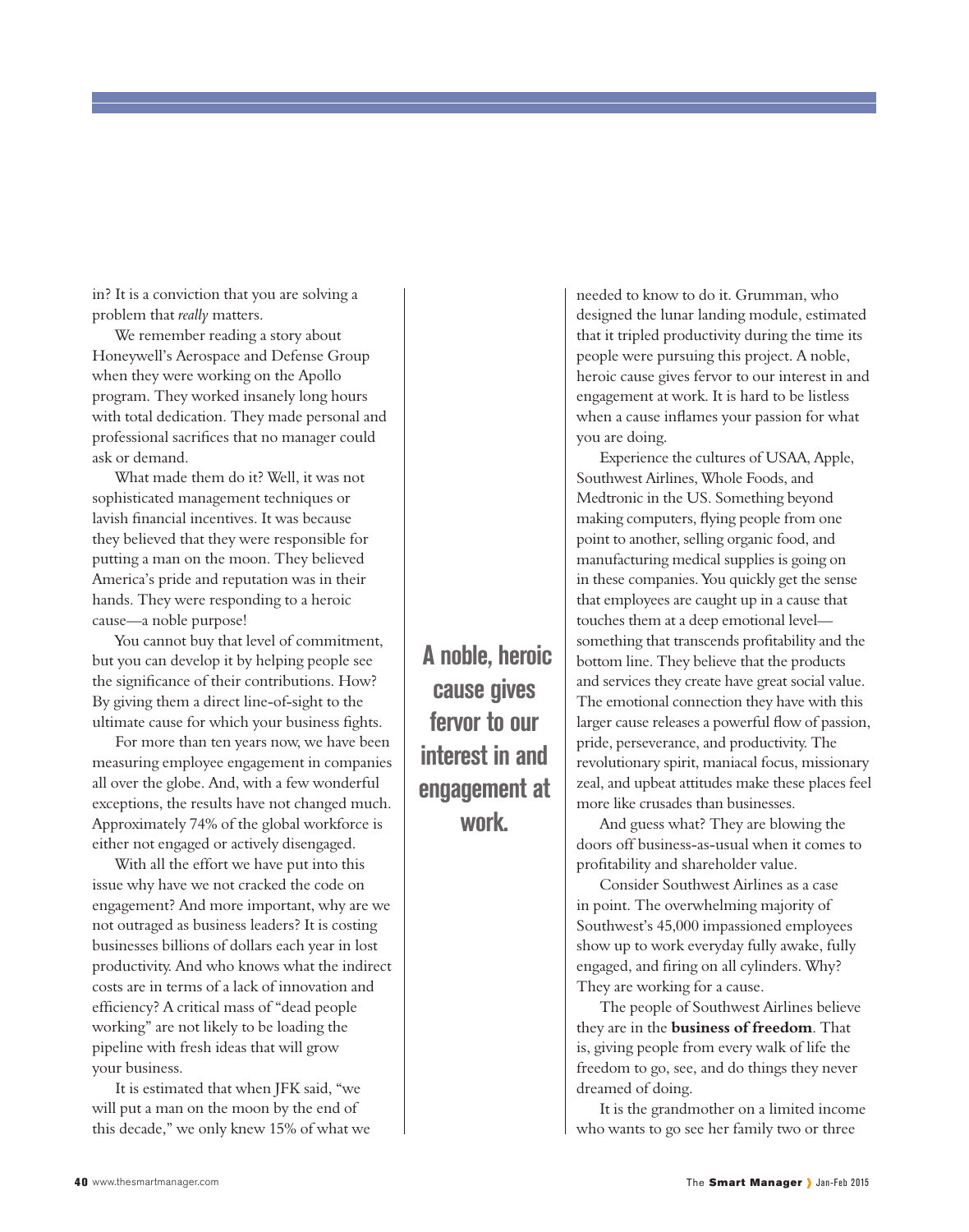in? It is a conviction that you are solving a problem that *really* matters.

We remember reading a story about Honeywell's Aerospace and Defense Group when they were working on the Apollo program. They worked insanely long hours with total dedication. They made personal and professional sacrifices that no manager could ask or demand.

What made them do it? Well, it was not sophisticated management techniques or lavish financial incentives. It was because they believed that they were responsible for putting a man on the moon. They believed America's pride and reputation was in their hands. They were responding to a heroic cause—a noble purpose!

You cannot buy that level of commitment, but you can develop it by helping people see the significance of their contributions. How? By giving them a direct line-of-sight to the ultimate cause for which your business fights.

For more than ten years now, we have been measuring employee engagement in companies all over the globe. And, with a few wonderful exceptions, the results have not changed much. Approximately 74% of the global workforce is either not engaged or actively disengaged.

With all the effort we have put into this issue why have we not cracked the code on engagement? And more important, why are we not outraged as business leaders? It is costing businesses billions of dollars each year in lost productivity. And who knows what the indirect costs are in terms of a lack of innovation and efficiency? A critical mass of "dead people working" are not likely to be loading the pipeline with fresh ideas that will grow your business.

It is estimated that when JFK said, "we will put a man on the moon by the end of this decade," we only knew 15% of what we needed to know to do it. Grumman, who designed the lunar landing module, estimated that it tripled productivity during the time its people were pursuing this project. A noble, heroic cause gives fervor to our interest in and engagement at work. It is hard to be listless when a cause inflames your passion for what you are doing.

**A noble, heroic cause gives fervor to our interest in and engagement at work.**

Experience the cultures of USAA, Apple, Southwest Airlines, Whole Foods, and Medtronic in the US. Something beyond making computers, flying people from one point to another, selling organic food, and manufacturing medical supplies is going on in these companies. You quickly get the sense that employees are caught up in a cause that touches them at a deep emotional level—something that transcends profitability and the bottom line. They believe that the products and services they create have great social value. The emotional connection they have with this larger cause releases a powerful flow of passion, pride, perseverance, and productivity. The revolutionary spirit, maniacal focus, missionary zeal, and upbeat attitudes make these places feel more like crusades than businesses.

And guess what? They are blowing the doors off business-as-usual when it comes to profitability and shareholder value.

Consider Southwest Airlines as a case in point. The overwhelming majority of Southwest's 45,000 impassioned employees show up to work everyday fully awake, fully engaged, and firing on all cylinders. Why? They are working for a cause.

The people of Southwest Airlines believe they are in the **business of freedom**. That is, giving people from every walk of life the freedom to go, see, and do things they never dreamed of doing.

It is the grandmother on a limited income who wants to go see her family two or three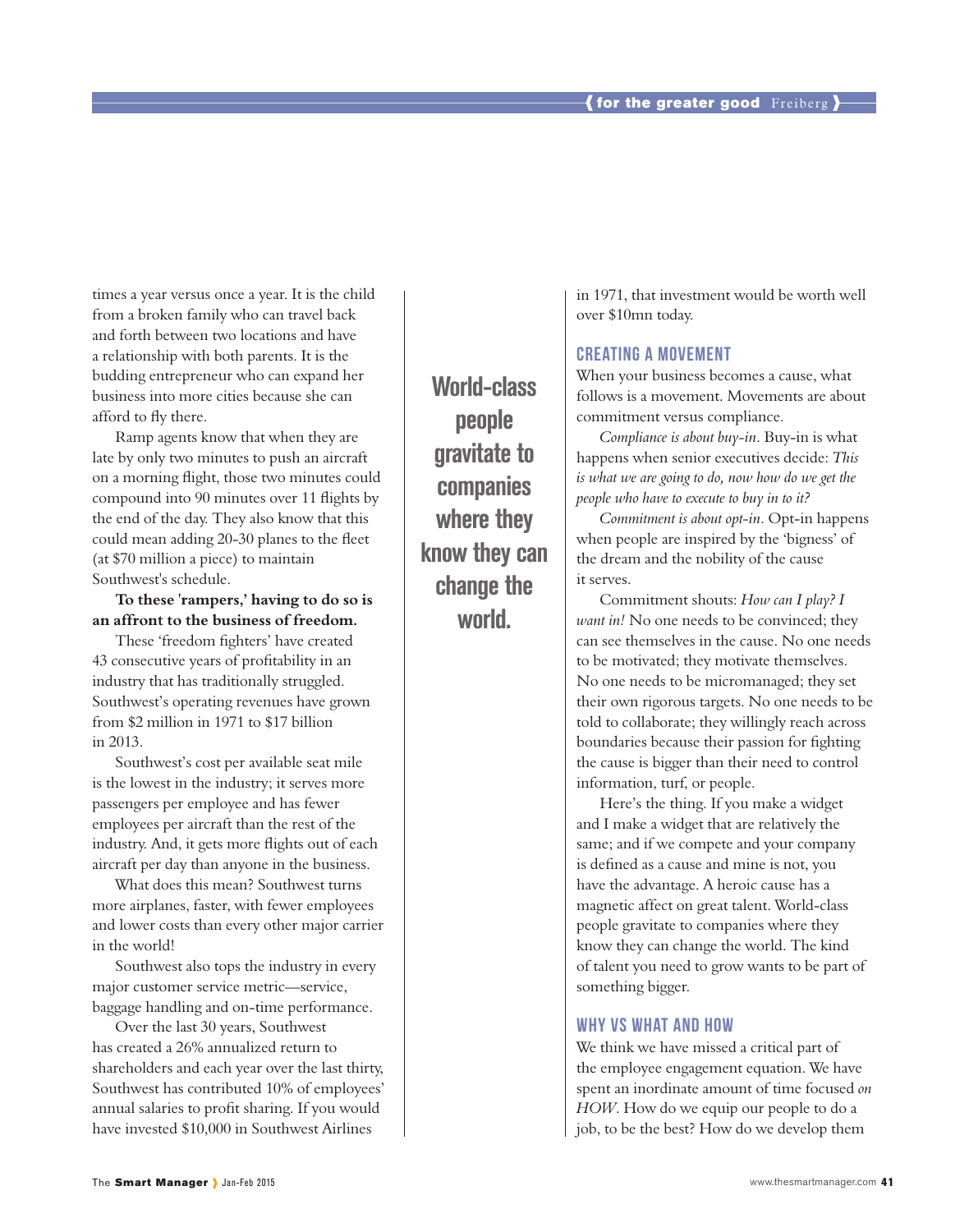times a year versus once a year. It is the child from a broken family who can travel back and forth between two locations and have a relationship with both parents. It is the budding entrepreneur who can expand her business into more cities because she can afford to fly there.

Ramp agents know that when they are late by only two minutes to push an aircraft on a morning flight, those two minutes could compound into 90 minutes over 11 flights by the end of the day. They also know that this could mean adding 20-30 planes to the fleet (at $70 million a piece) to maintain Southwest's schedule.

**To these 'rampers,' having to do so is an affront to the business of freedom.**

These 'freedom fighters' have created 43 consecutive years of profitability in an industry that has traditionally struggled. Southwest's operating revenues have grown from $2 million in 1971 to $17 billion in 2013.

Southwest's cost per available seat mile is the lowest in the industry; it serves more passengers per employee and has fewer employees per aircraft than the rest of the industry. And, it gets more flights out of each aircraft per day than anyone in the business.

What does this mean? Southwest turns more airplanes, faster, with fewer employees and lower costs than every other major carrier in the world!

Southwest also tops the industry in every major customer service metric—service, baggage handling and on-time performance.

Over the last 30 years, Southwest has created a 26% annualized return to shareholders and each year over the last thirty, Southwest has contributed 10% of employees' annual salaries to profit sharing. If you would have invested $10,000 in Southwest Airlines in 1971, that investment would be worth well over $10mn today.

> **World-class people gravitate to companies where they know they can change the world.**

## CREATING A MOVEMENT

When your business becomes a cause, what follows is a movement. Movements are about commitment versus compliance.

*Compliance is about buy-in*. Buy-in is what happens when senior executives decide: *This is what we are going to do, now how do we get the people who have to execute to buy in to it?*

*Commitment is about opt-in*. Opt-in happens when people are inspired by the 'bigness' of the dream and the nobility of the cause it serves.

Commitment shouts: *How can I play? I want in!* No one needs to be convinced; they can see themselves in the cause. No one needs to be motivated; they motivate themselves. No one needs to be micromanaged; they set their own rigorous targets. No one needs to be told to collaborate; they willingly reach across boundaries because their passion for fighting the cause is bigger than their need to control information, turf, or people.

Here's the thing. If you make a widget and I make a widget that are relatively the same; and if we compete and your company is defined as a cause and mine is not, you have the advantage. A heroic cause has a magnetic affect on great talent. World-class people gravitate to companies where they know they can change the world. The kind of talent you need to grow wants to be part of something bigger.

## WHY VS WHAT AND HOW

We think we have missed a critical part of the employee engagement equation. We have spent an inordinate amount of time focused *on HOW*. How do we equip our people to do a job, to be the best? How do we develop them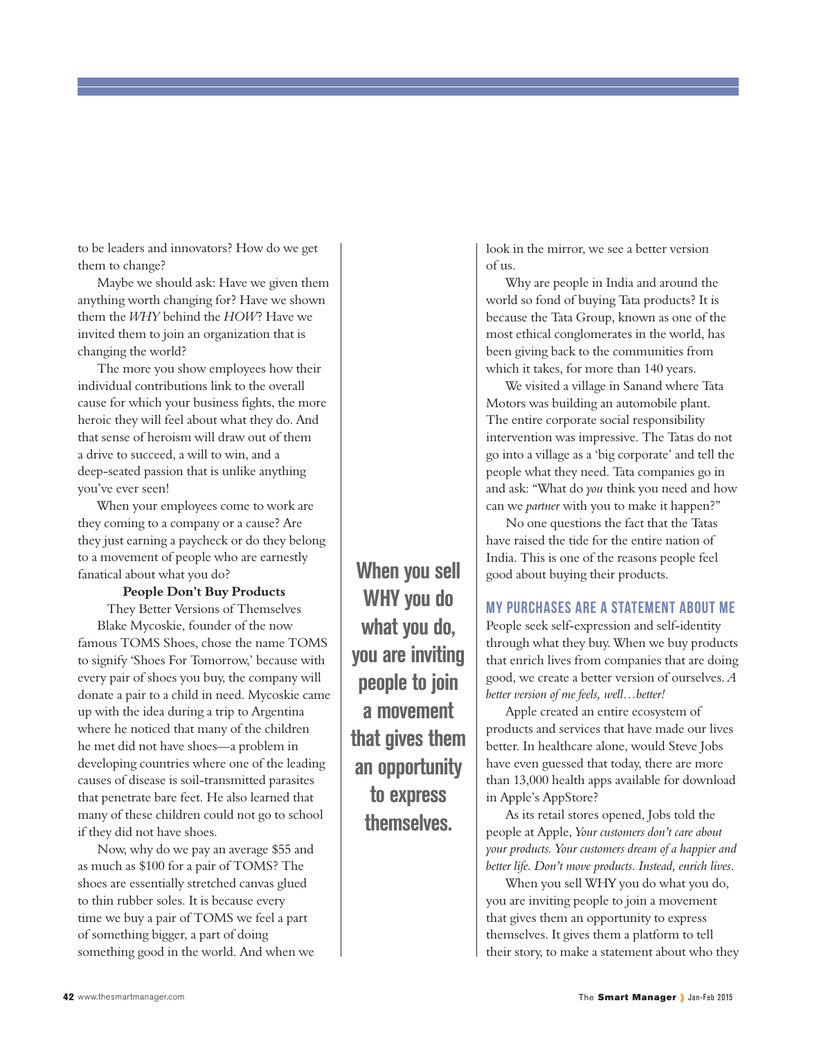to be leaders and innovators? How do we get them to change?

Maybe we should ask: Have we given them anything worth changing for? Have we shown them the *WHY* behind the *HOW*? Have we invited them to join an organization that is changing the world?

The more you show employees how their individual contributions link to the overall cause for which your business fights, the more heroic they will feel about what they do. And that sense of heroism will draw out of them a drive to succeed, a will to win, and a deep-seated passion that is unlike anything you've ever seen!

When your employees come to work are they coming to a company or a cause? Are they just earning a paycheck or do they belong to a movement of people who are earnestly fanatical about what you do?

**People Don't Buy Products**

They Buy Better Versions of Themselves

Blake Mycoskie, founder of the now famous TOMS Shoes, chose the name TOMS to signify 'Shoes For Tomorrow,' because with every pair of shoes you buy, the company will donate a pair to a child in need. Mycoskie came up with the idea during a trip to Argentina where he noticed that many of the children he met did not have shoes—a problem in developing countries where one of the leading causes of disease is soil-transmitted parasites that penetrate bare feet. He also learned that many of these children could not go to school if they did not have shoes.

Now, why do we pay an average $55 and as much as $100 for a pair of TOMS? The shoes are essentially stretched canvas glued to thin rubber soles. It is because every time we buy a pair of TOMS we feel a part of something bigger, a part of doing something good in the world. And when we look in the mirror, we see a better version of us.

**When you sell WHY you do what you do, you are inviting people to join a movement that gives them an opportunity to express themselves.**

Why are people in India and around the world so fond of buying Tata products? It is because the Tata Group, known as one of the most ethical conglomerates in the world, has been giving back to the communities from which it takes, for more than 140 years.

We visited a village in Sanand where Tata Motors was building an automobile plant. The entire corporate social responsibility intervention was impressive. The Tatas do not go into a village as a 'big corporate' and tell the people what they need. Tata companies go in and ask: "What do *you* think you need and how can we *partner* with you to make it happen?"

No one questions the fact that the Tatas have raised the tide for the entire nation of India. This is one of the reasons people feel good about buying their products.

## MY PURCHASES ARE A STATEMENT ABOUT ME

People seek self-expression and self-identity through what they buy. When we buy products that enrich lives from companies that are doing good, we create a better version of ourselves. *A better version of me feels, well…better!*

Apple created an entire ecosystem of products and services that have made our lives better. In healthcare alone, would Steve Jobs have even guessed that today, there are more than 13,000 health apps available for download in Apple's AppStore?

As its retail stores opened, Jobs told the people at Apple, *Your customers don't care about your products. Your customers dream of a happier and better life. Don't move products. Instead, enrich lives.*

When you sell WHY you do what you do, you are inviting people to join a movement that gives them an opportunity to express themselves. It gives them a platform to tell their story, to make a statement about who they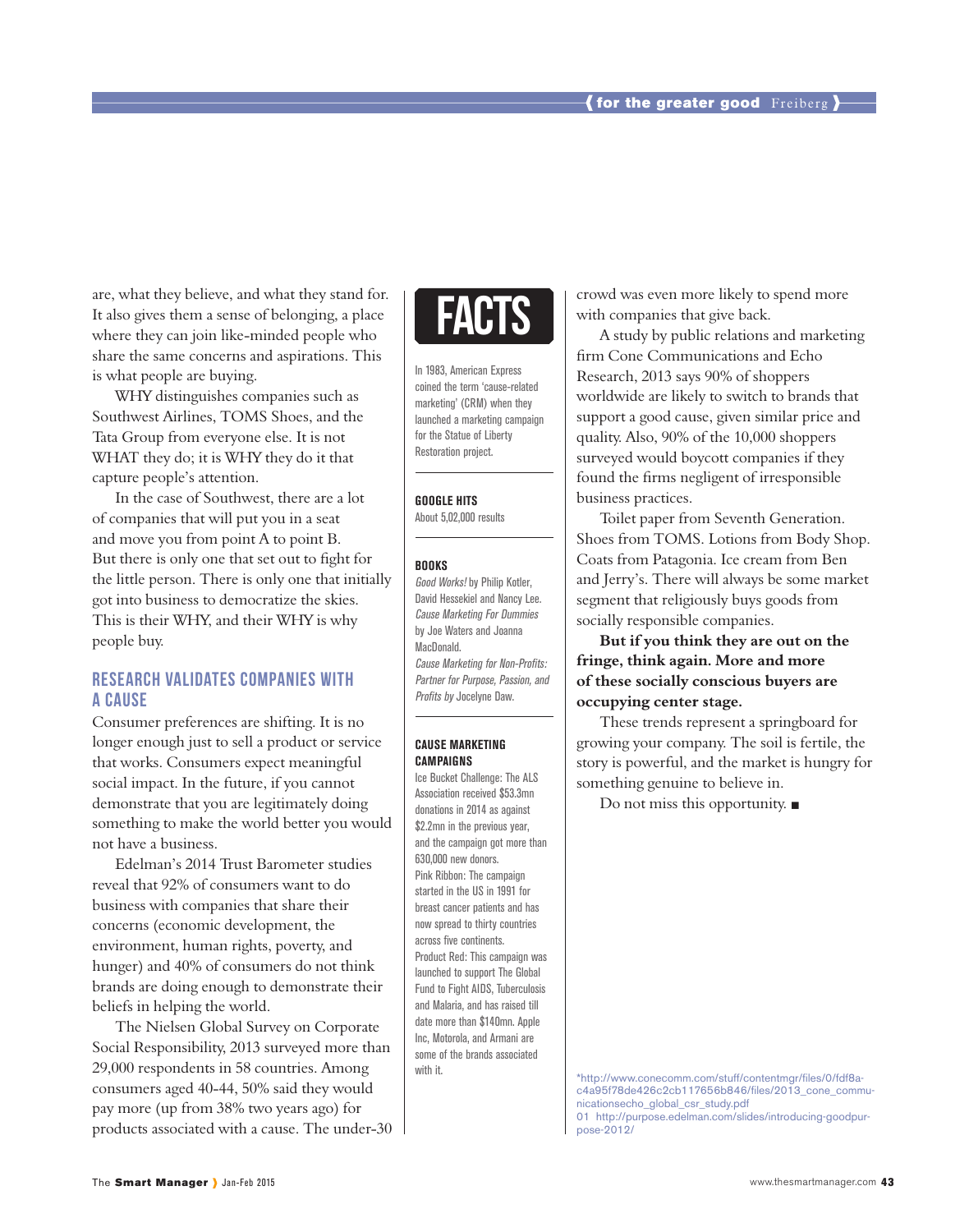are, what they believe, and what they stand for. It also gives them a sense of belonging, a place where they can join like-minded people who share the same concerns and aspirations. This is what people are buying.

WHY distinguishes companies such as Southwest Airlines, TOMS Shoes, and the Tata Group from everyone else. It is not WHAT they do; it is WHY they do it that capture people's attention.

In the case of Southwest, there are a lot of companies that will put you in a seat and move you from point A to point B. But there is only one that set out to fight for the little person. There is only one that initially got into business to democratize the skies. This is their WHY, and their WHY is why people buy.

## RESEARCH VALIDATES COMPANIES WITH A CAUSE

Consumer preferences are shifting. It is no longer enough just to sell a product or service that works. Consumers expect meaningful social impact. In the future, if you cannot demonstrate that you are legitimately doing something to make the world better you would not have a business.

Edelman's 2014 Trust Barometer studies reveal that 92% of consumers want to do business with companies that share their concerns (economic development, the environment, human rights, poverty, and hunger) and 40% of consumers do not think brands are doing enough to demonstrate their beliefs in helping the world.

The Nielsen Global Survey on Corporate Social Responsibility, 2013 surveyed more than 29,000 respondents in 58 countries. Among consumers aged 40-44, 50% said they would pay more (up from 38% two years ago) for products associated with a cause. The under-30 crowd was even more likely to spend more with companies that give back.

A study by public relations and marketing firm Cone Communications and Echo Research, 2013 says 90% of shoppers worldwide are likely to switch to brands that support a good cause, given similar price and quality. Also, 90% of the 10,000 shoppers surveyed would boycott companies if they found the firms negligent of irresponsible business practices.

Toilet paper from Seventh Generation. Shoes from TOMS. Lotions from Body Shop. Coats from Patagonia. Ice cream from Ben and Jerry's. There will always be some market segment that religiously buys goods from socially responsible companies.

**But if you think they are out on the fringe, think again. More and more of these socially conscious buyers are occupying center stage.**

These trends represent a springboard for growing your company. The soil is fertile, the story is powerful, and the market is hungry for something genuine to believe in.

Do not miss this opportunity. ■

## FACTS

In 1983, American Express coined the term 'cause-related marketing' (CRM) when they launched a marketing campaign for the Statue of Liberty Restoration project.

**GOOGLE HITS**
About 5,02,000 results

**BOOKS**
*Good Works!* by Philip Kotler, David Hessekiel and Nancy Lee.
*Cause Marketing For Dummies* by Joe Waters and Joanna MacDonald.
*Cause Marketing for Non-Profits: Partner for Purpose, Passion, and Profits by* Jocelyne Daw.

**CAUSE MARKETING CAMPAIGNS**
Ice Bucket Challenge: The ALS Association received $53.3mn donations in 2014 as against $2.2mn in the previous year, and the campaign got more than 630,000 new donors.
Pink Ribbon: The campaign started in the US in 1991 for breast cancer patients and has now spread to thirty countries across five continents.
Product Red: This campaign was launched to support The Global Fund to Fight AIDS, Tuberculosis and Malaria, and has raised till date more than $140mn. Apple Inc, Motorola, and Armani are some of the brands associated with it.

*http://www.conecomm.com/stuff/contentmgr/files/0/fdf8a-c4a95f78de426c2cb117656b846/files/2013_cone_communicationsecho_global_csr_study.pdf
01 http://purpose.edelman.com/slides/introducing-goodpurpose-2012/